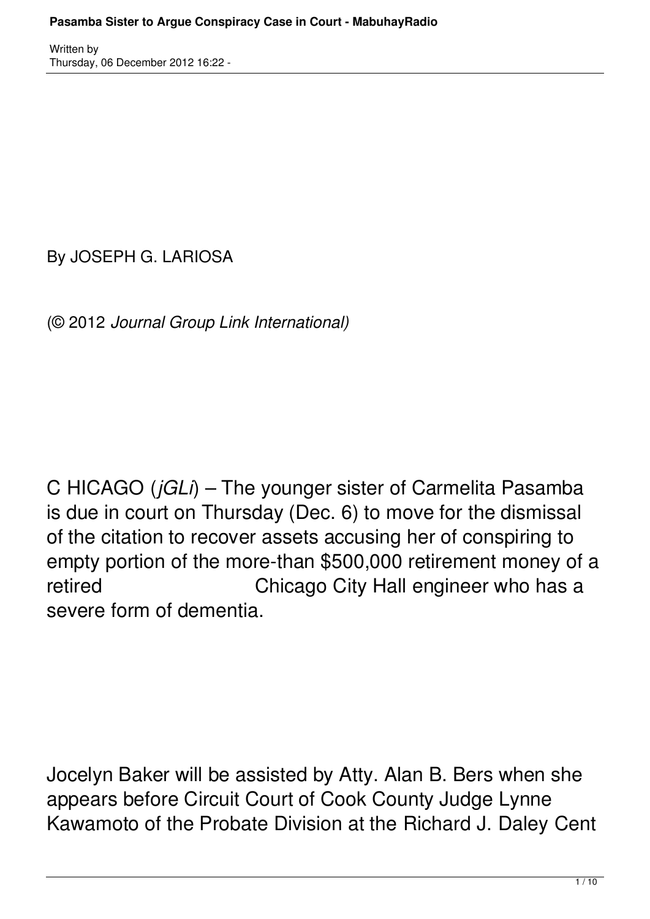By JOSEPH G. LARIOSA

(© 2012 *Journal Group Link International)*

C HICAGO (*jGLi*) – The younger sister of Carmelita Pasamba is due in court on Thursday (Dec. 6) to move for the dismissal of the citation to recover assets accusing her of conspiring to empty portion of the more-than $500,000 retirement money of a retired Chicago City Hall engineer who has a severe form of dementia.

Jocelyn Baker will be assisted by Atty. Alan B. Bers when she appears before Circuit Court of Cook County Judge Lynne Kawamoto of the Probate Division at the Richard J. Daley Cent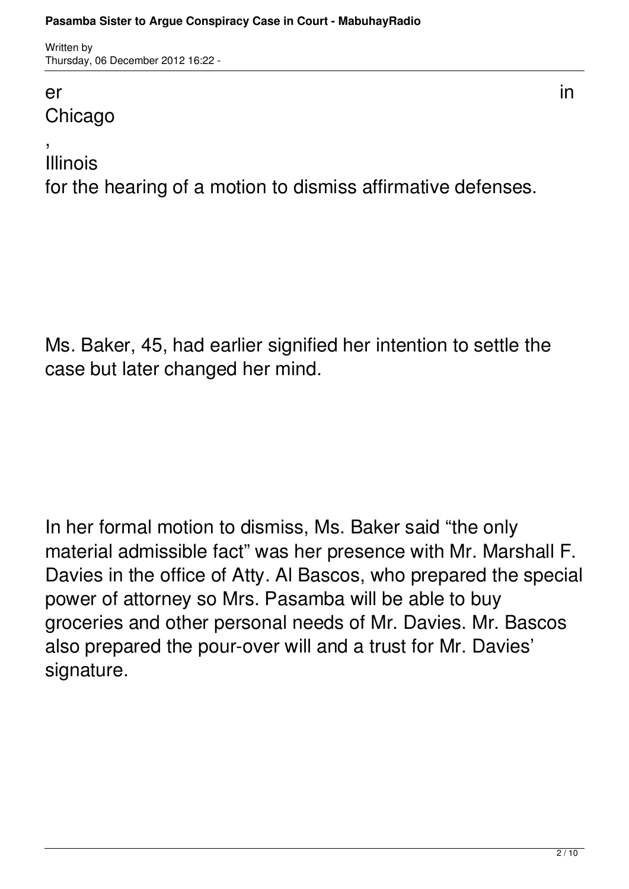er in Chicago, Illinois for the hearing of a motion to dismiss affirmative defenses.

Ms. Baker, 45, had earlier signified her intention to settle the case but later changed her mind.

In her formal motion to dismiss, Ms. Baker said "the only material admissible fact" was her presence with Mr. Marshall F. Davies in the office of Atty. Al Bascos, who prepared the special power of attorney so Mrs. Pasamba will be able to buy groceries and other personal needs of Mr. Davies. Mr. Bascos also prepared the pour-over will and a trust for Mr. Davies' signature.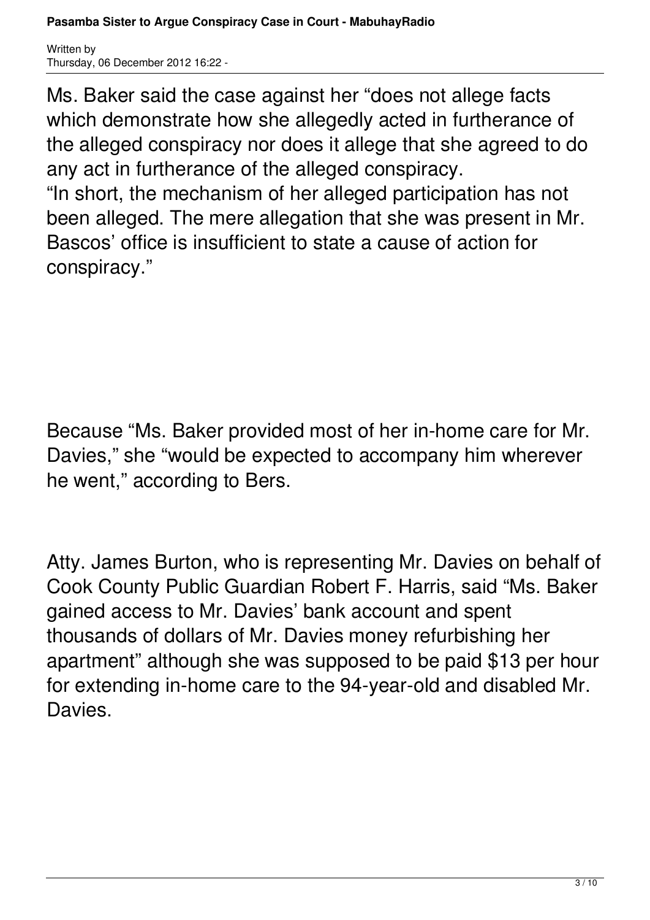Ms. Baker said the case against her “does not allege facts which demonstrate how she allegedly acted in furtherance of the alleged conspiracy nor does it allege that she agreed to do any act in furtherance of the alleged conspiracy.

“In short, the mechanism of her alleged participation has not been alleged. The mere allegation that she was present in Mr. Bascos’ office is insufficient to state a cause of action for conspiracy.”

Because “Ms. Baker provided most of her in-home care for Mr. Davies,” she “would be expected to accompany him wherever he went,” according to Bers.

Atty. James Burton, who is representing Mr. Davies on behalf of Cook County Public Guardian Robert F. Harris, said “Ms. Baker gained access to Mr. Davies’ bank account and spent thousands of dollars of Mr. Davies money refurbishing her apartment” although she was supposed to be paid $13 per hour for extending in-home care to the 94-year-old and disabled Mr. Davies.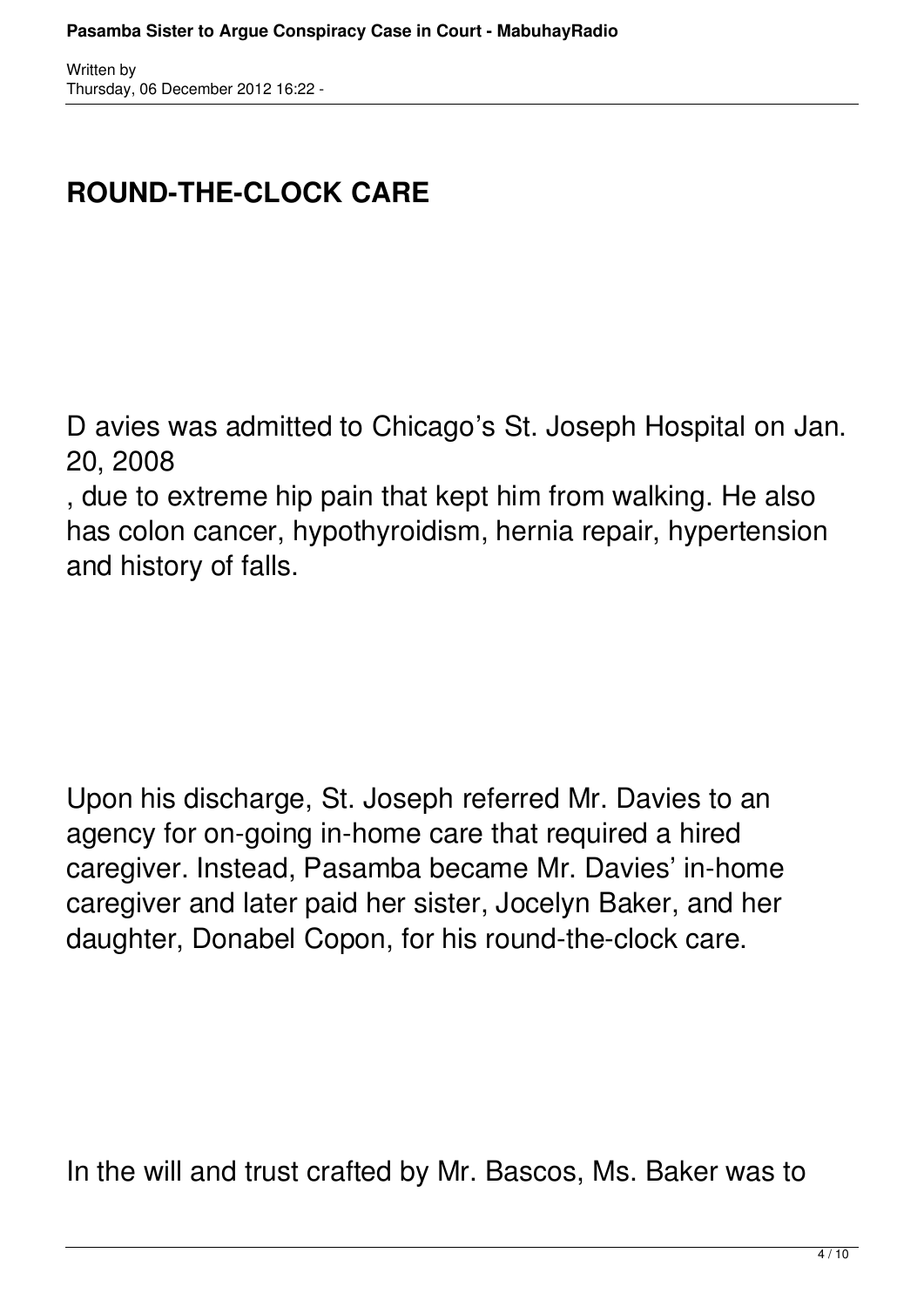## ROUND-THE-CLOCK CARE

D avies was admitted to Chicago's St. Joseph Hospital on Jan. 20, 2008 , due to extreme hip pain that kept him from walking. He also has colon cancer, hypothyroidism, hernia repair, hypertension and history of falls.

Upon his discharge, St. Joseph referred Mr. Davies to an agency for on-going in-home care that required a hired caregiver. Instead, Pasamba became Mr. Davies' in-home caregiver and later paid her sister, Jocelyn Baker, and her daughter, Donabel Copon, for his round-the-clock care.

In the will and trust crafted by Mr. Bascos, Ms. Baker was to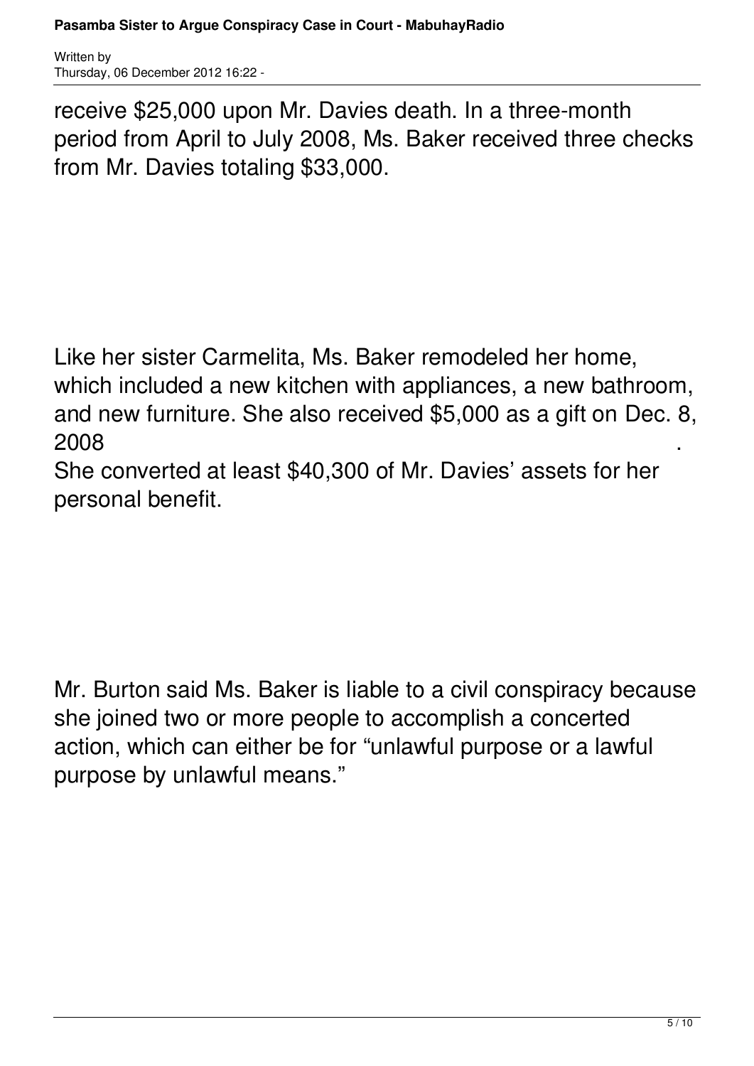receive $25,000 upon Mr. Davies death. In a three-month period from April to July 2008, Ms. Baker received three checks from Mr. Davies totaling $33,000.

Like her sister Carmelita, Ms. Baker remodeled her home, which included a new kitchen with appliances, a new bathroom, and new furniture. She also received $5,000 as a gift on Dec. 8, 2008.

She converted at least $40,300 of Mr. Davies' assets for her personal benefit.

Mr. Burton said Ms. Baker is liable to a civil conspiracy because she joined two or more people to accomplish a concerted action, which can either be for "unlawful purpose or a lawful purpose by unlawful means."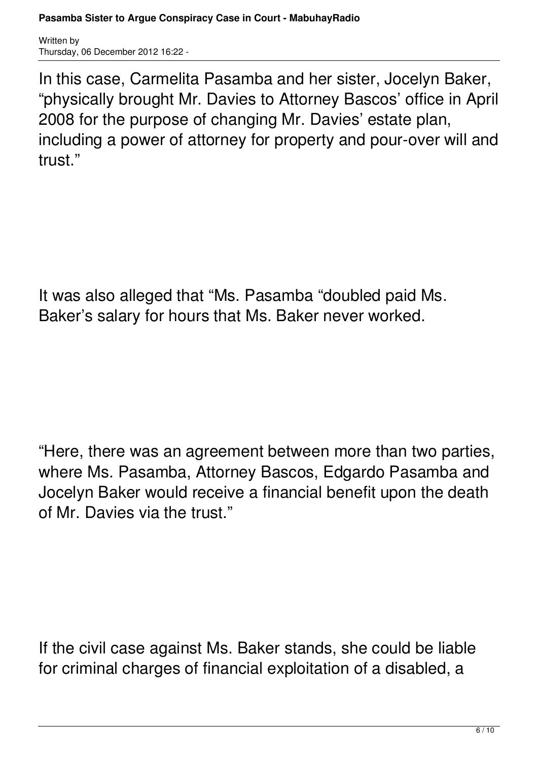In this case, Carmelita Pasamba and her sister, Jocelyn Baker, "physically brought Mr. Davies to Attorney Bascos' office in April 2008 for the purpose of changing Mr. Davies' estate plan, including a power of attorney for property and pour-over will and trust."

It was also alleged that "Ms. Pasamba "doubled paid Ms. Baker's salary for hours that Ms. Baker never worked.

"Here, there was an agreement between more than two parties, where Ms. Pasamba, Attorney Bascos, Edgardo Pasamba and Jocelyn Baker would receive a financial benefit upon the death of Mr. Davies via the trust."

If the civil case against Ms. Baker stands, she could be liable for criminal charges of financial exploitation of a disabled, a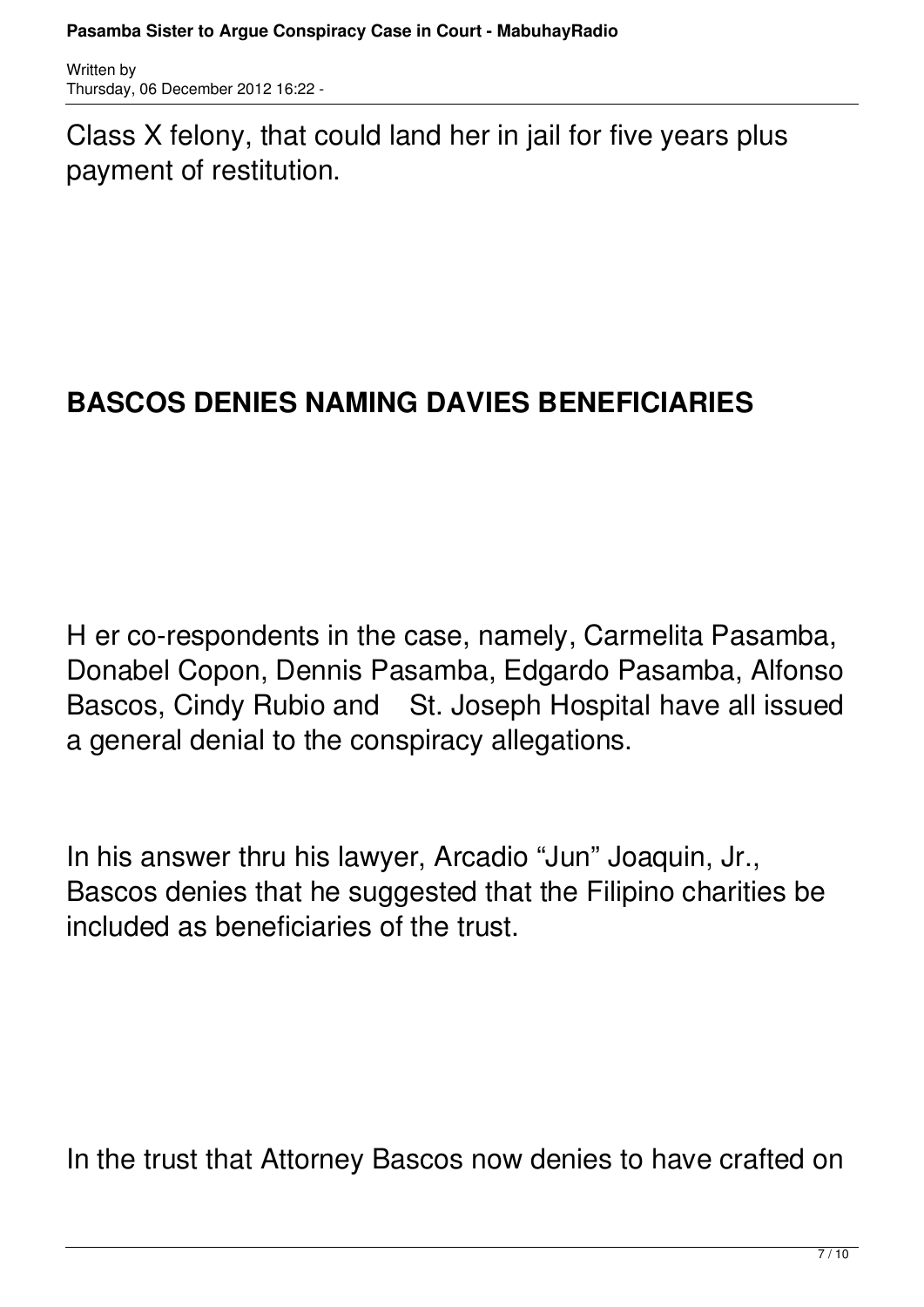Class X felony, that could land her in jail for five years plus payment of restitution.

## BASCOS DENIES NAMING DAVIES BENEFICIARIES

H er co-respondents in the case, namely, Carmelita Pasamba, Donabel Copon, Dennis Pasamba, Edgardo Pasamba, Alfonso Bascos, Cindy Rubio and St. Joseph Hospital have all issued a general denial to the conspiracy allegations.

In his answer thru his lawyer, Arcadio “Jun” Joaquin, Jr., Bascos denies that he suggested that the Filipino charities be included as beneficiaries of the trust.

In the trust that Attorney Bascos now denies to have crafted on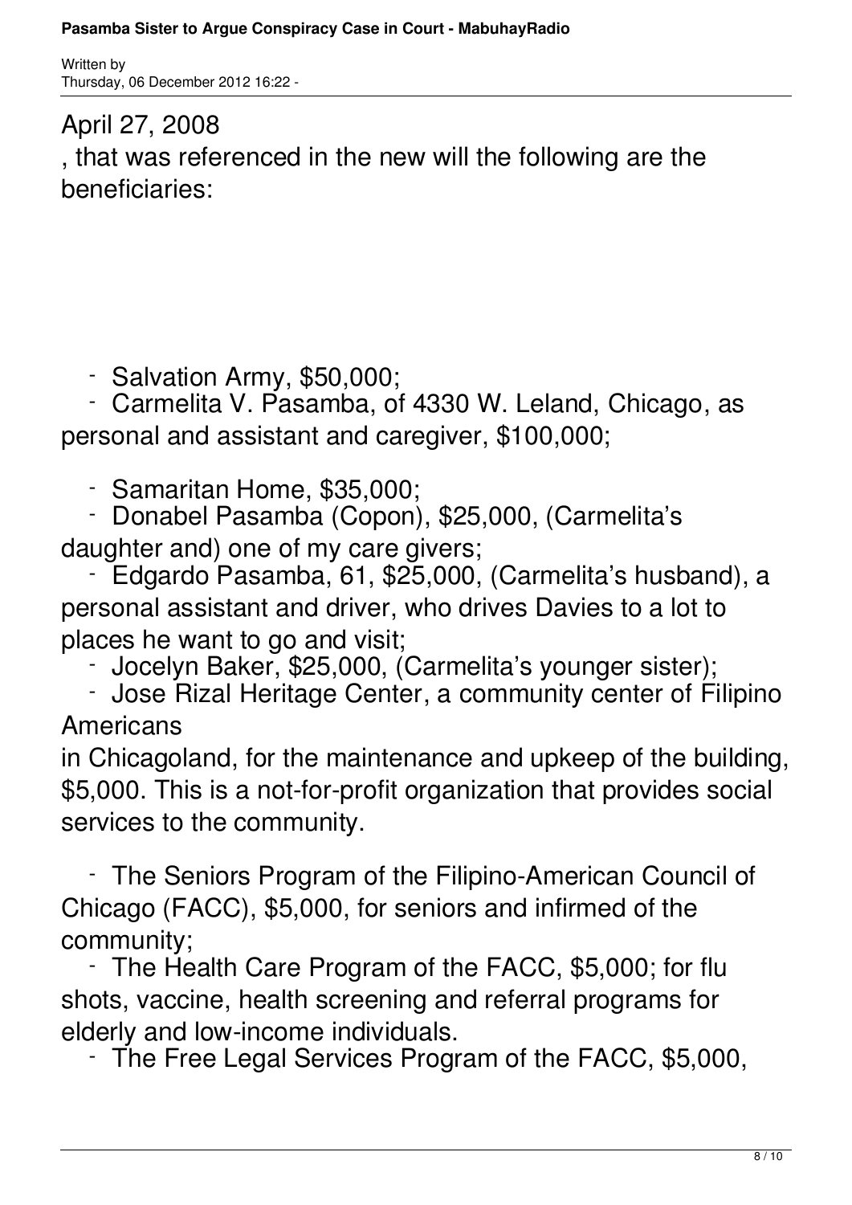April 27, 2008

, that was referenced in the new will the following are the beneficiaries:

- Salvation Army, $50,000;
- Carmelita V. Pasamba, of 4330 W. Leland, Chicago, as personal and assistant and caregiver, $100,000;
- Samaritan Home, $35,000;
- Donabel Pasamba (Copon), $25,000, (Carmelita's daughter and) one of my care givers;
- Edgardo Pasamba, 61, $25,000, (Carmelita's husband), a personal assistant and driver, who drives Davies to a lot to places he want to go and visit;
- Jocelyn Baker, $25,000, (Carmelita's younger sister);
- Jose Rizal Heritage Center, a community center of Filipino Americans in Chicagoland, for the maintenance and upkeep of the building, $5,000. This is a not-for-profit organization that provides social services to the community.
- The Seniors Program of the Filipino-American Council of Chicago (FACC), $5,000, for seniors and infirmed of the community;
- The Health Care Program of the FACC, $5,000; for flu shots, vaccine, health screening and referral programs for elderly and low-income individuals.
- The Free Legal Services Program of the FACC, $5,000,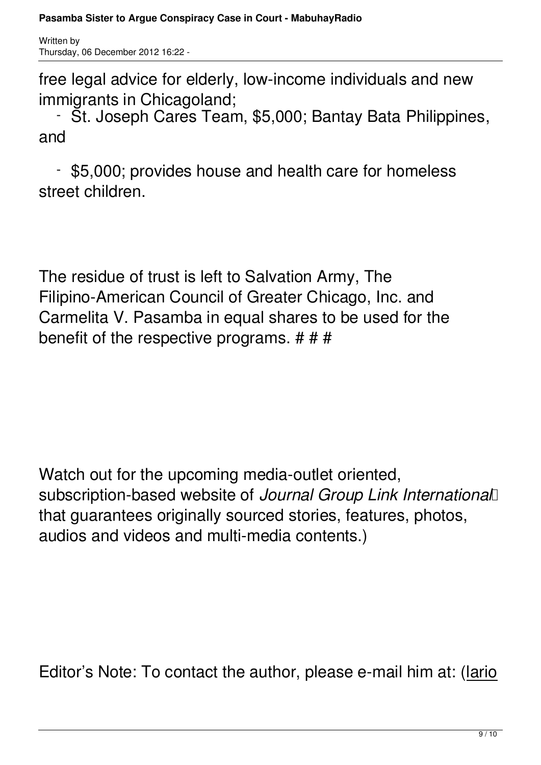free legal advice for elderly, low-income individuals and new immigrants in Chicagoland;

- St. Joseph Cares Team, $5,000; Bantay Bata Philippines, and

- $5,000; provides house and health care for homeless street children.

The residue of trust is left to Salvation Army, The Filipino-American Council of Greater Chicago, Inc. and Carmelita V. Pasamba in equal shares to be used for the benefit of the respective programs. # # #

Watch out for the upcoming media-outlet oriented, subscription-based website of *Journal Group Link International* that guarantees originally sourced stories, features, photos, audios and videos and multi-media contents.)

Editor's Note: To contact the author, please e-mail him at: (lario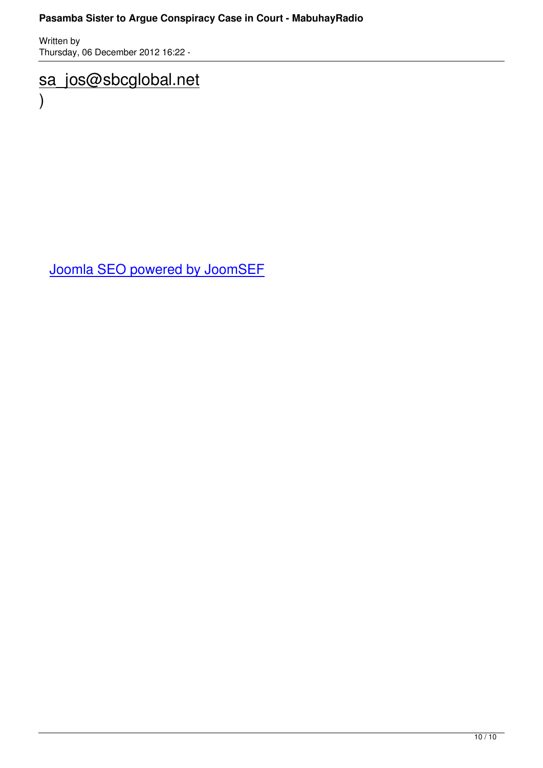sa_jos@sbcglobal.net
)

Joomla SEO powered by JoomSEF